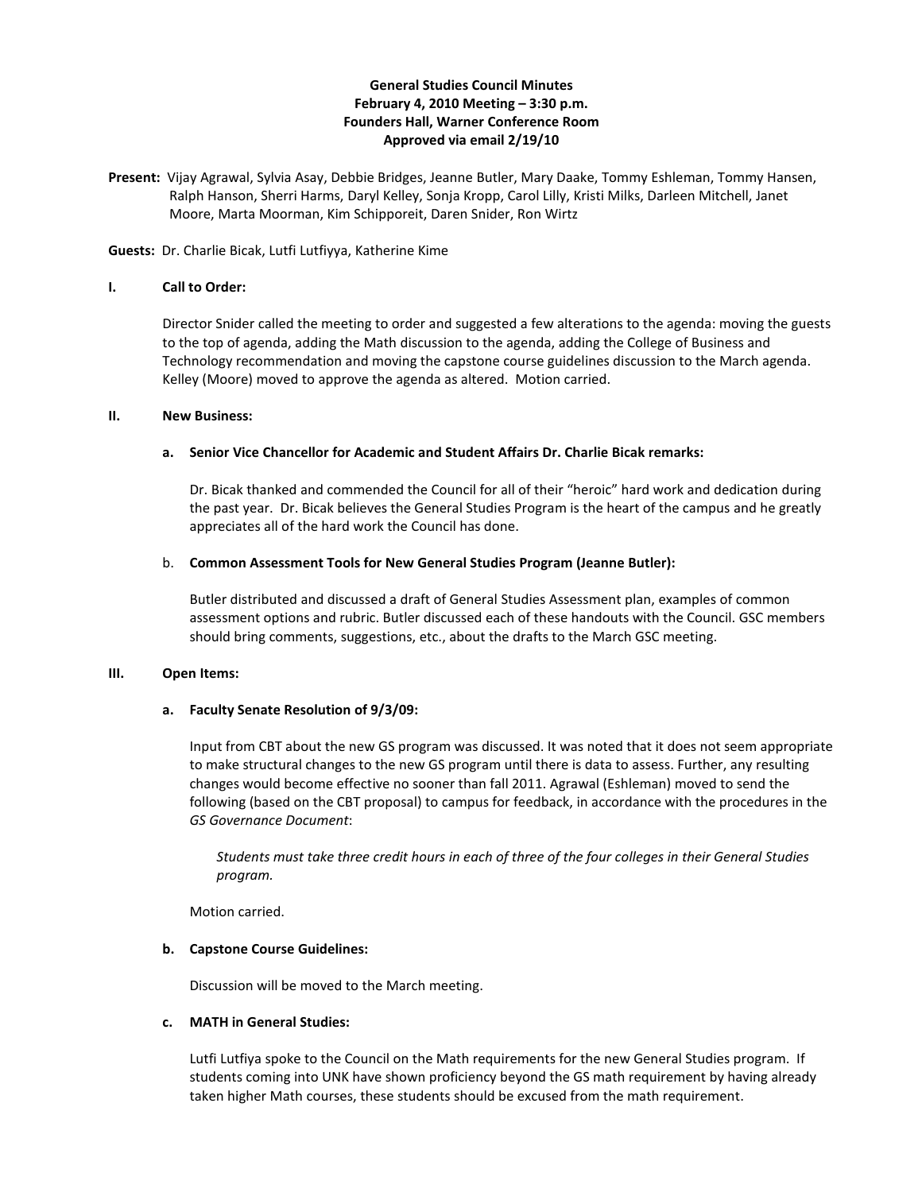**General Studies Council Minutes**
**February 4, 2010 Meeting – 3:30 p.m.**
**Founders Hall, Warner Conference Room**
**Approved via email 2/19/10**

**Present:** Vijay Agrawal, Sylvia Asay, Debbie Bridges, Jeanne Butler, Mary Daake, Tommy Eshleman, Tommy Hansen, Ralph Hanson, Sherri Harms, Daryl Kelley, Sonja Kropp, Carol Lilly, Kristi Milks, Darleen Mitchell, Janet Moore, Marta Moorman, Kim Schipporeit, Daren Snider, Ron Wirtz

**Guests:** Dr. Charlie Bicak, Lutfi Lutfiyya, Katherine Kime

## I. Call to Order:

Director Snider called the meeting to order and suggested a few alterations to the agenda: moving the guests to the top of agenda, adding the Math discussion to the agenda, adding the College of Business and Technology recommendation and moving the capstone course guidelines discussion to the March agenda. Kelley (Moore) moved to approve the agenda as altered. Motion carried.

## II. New Business:

### a. Senior Vice Chancellor for Academic and Student Affairs Dr. Charlie Bicak remarks:

Dr. Bicak thanked and commended the Council for all of their "heroic" hard work and dedication during the past year. Dr. Bicak believes the General Studies Program is the heart of the campus and he greatly appreciates all of the hard work the Council has done.

### b. Common Assessment Tools for New General Studies Program (Jeanne Butler):

Butler distributed and discussed a draft of General Studies Assessment plan, examples of common assessment options and rubric. Butler discussed each of these handouts with the Council. GSC members should bring comments, suggestions, etc., about the drafts to the March GSC meeting.

## III. Open Items:

### a. Faculty Senate Resolution of 9/3/09:

Input from CBT about the new GS program was discussed. It was noted that it does not seem appropriate to make structural changes to the new GS program until there is data to assess. Further, any resulting changes would become effective no sooner than fall 2011. Agrawal (Eshleman) moved to send the following (based on the CBT proposal) to campus for feedback, in accordance with the procedures in the *GS Governance Document*:

> *Students must take three credit hours in each of three of the four colleges in their General Studies program.*

Motion carried.

### b. Capstone Course Guidelines:

Discussion will be moved to the March meeting.

### c. MATH in General Studies:

Lutfi Lutfiya spoke to the Council on the Math requirements for the new General Studies program. If students coming into UNK have shown proficiency beyond the GS math requirement by having already taken higher Math courses, these students should be excused from the math requirement.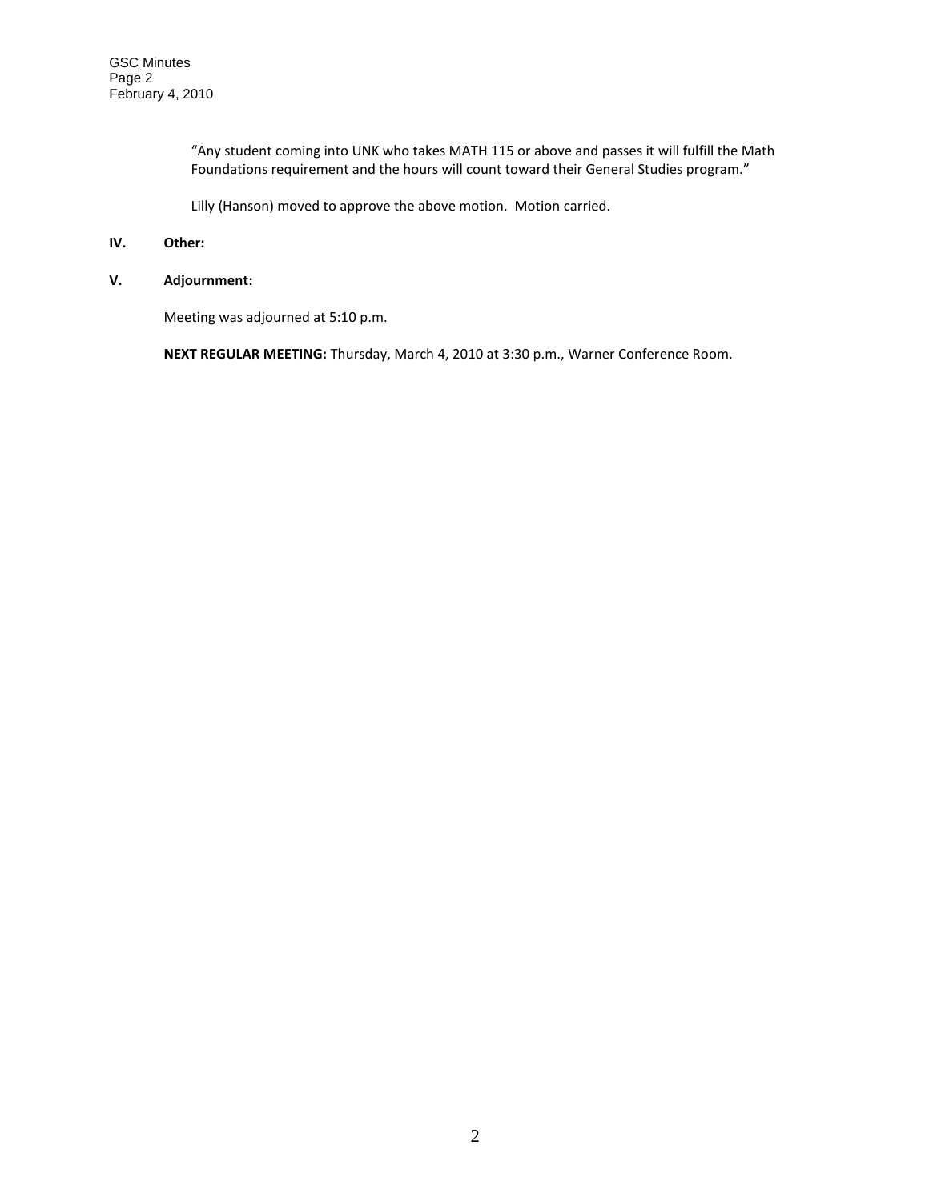"Any student coming into UNK who takes MATH 115 or above and passes it will fulfill the Math Foundations requirement and the hours will count toward their General Studies program."

Lilly (Hanson) moved to approve the above motion. Motion carried.

**IV. Other:**

**V. Adjournment:**

Meeting was adjourned at 5:10 p.m.

**NEXT REGULAR MEETING:** Thursday, March 4, 2010 at 3:30 p.m., Warner Conference Room.